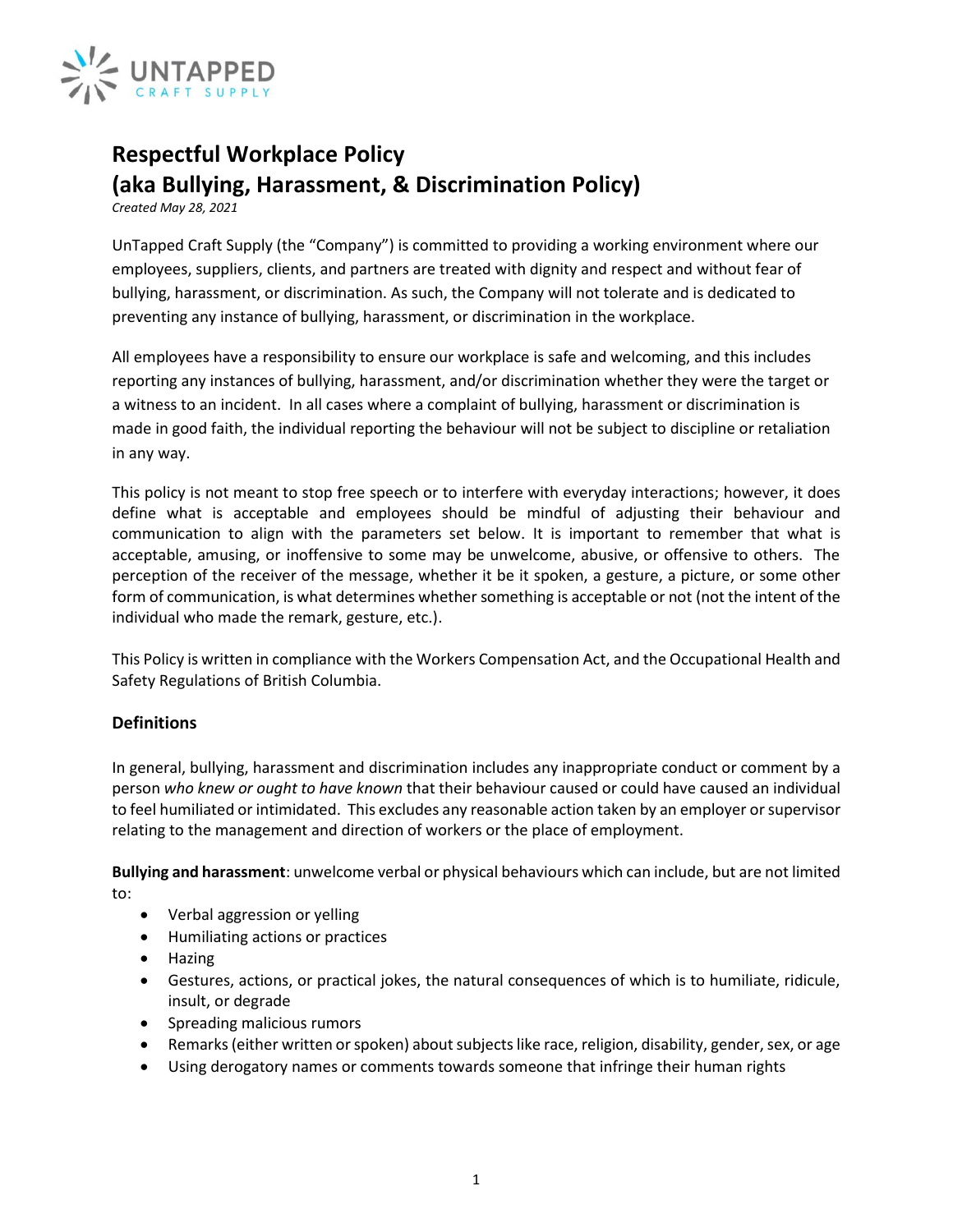# Respectful Workplace Policy
# (aka Bullying, Harassment, & Discrimination Policy)

*Created May 28, 2021*

UnTapped Craft Supply (the "Company") is committed to providing a working environment where our employees, suppliers, clients, and partners are treated with dignity and respect and without fear of bullying, harassment, or discrimination. As such, the Company will not tolerate and is dedicated to preventing any instance of bullying, harassment, or discrimination in the workplace.

All employees have a responsibility to ensure our workplace is safe and welcoming, and this includes reporting any instances of bullying, harassment, and/or discrimination whether they were the target or a witness to an incident. In all cases where a complaint of bullying, harassment or discrimination is made in good faith, the individual reporting the behaviour will not be subject to discipline or retaliation in any way.

This policy is not meant to stop free speech or to interfere with everyday interactions; however, it does define what is acceptable and employees should be mindful of adjusting their behaviour and communication to align with the parameters set below. It is important to remember that what is acceptable, amusing, or inoffensive to some may be unwelcome, abusive, or offensive to others. The perception of the receiver of the message, whether it be it spoken, a gesture, a picture, or some other form of communication, is what determines whether something is acceptable or not (not the intent of the individual who made the remark, gesture, etc.).

This Policy is written in compliance with the Workers Compensation Act, and the Occupational Health and Safety Regulations of British Columbia.

## Definitions

In general, bullying, harassment and discrimination includes any inappropriate conduct or comment by a person *who knew or ought to have known* that their behaviour caused or could have caused an individual to feel humiliated or intimidated. This excludes any reasonable action taken by an employer or supervisor relating to the management and direction of workers or the place of employment.

**Bullying and harassment**: unwelcome verbal or physical behaviours which can include, but are not limited to:

- Verbal aggression or yelling
- Humiliating actions or practices
- Hazing
- Gestures, actions, or practical jokes, the natural consequences of which is to humiliate, ridicule, insult, or degrade
- Spreading malicious rumors
- Remarks (either written or spoken) about subjects like race, religion, disability, gender, sex, or age
- Using derogatory names or comments towards someone that infringe their human rights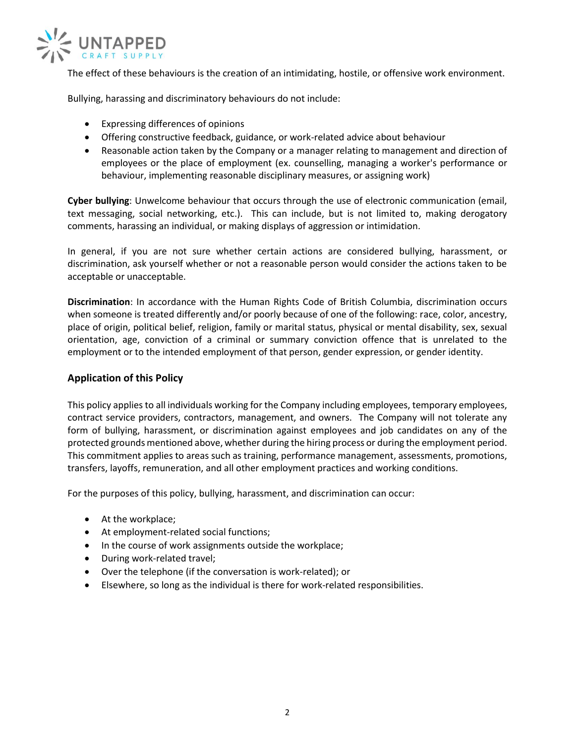The effect of these behaviours is the creation of an intimidating, hostile, or offensive work environment.

Bullying, harassing and discriminatory behaviours do not include:

- Expressing differences of opinions
- Offering constructive feedback, guidance, or work-related advice about behaviour
- Reasonable action taken by the Company or a manager relating to management and direction of employees or the place of employment (ex. counselling, managing a worker's performance or behaviour, implementing reasonable disciplinary measures, or assigning work)

**Cyber bullying**: Unwelcome behaviour that occurs through the use of electronic communication (email, text messaging, social networking, etc.). This can include, but is not limited to, making derogatory comments, harassing an individual, or making displays of aggression or intimidation.

In general, if you are not sure whether certain actions are considered bullying, harassment, or discrimination, ask yourself whether or not a reasonable person would consider the actions taken to be acceptable or unacceptable.

**Discrimination**: In accordance with the Human Rights Code of British Columbia, discrimination occurs when someone is treated differently and/or poorly because of one of the following: race, color, ancestry, place of origin, political belief, religion, family or marital status, physical or mental disability, sex, sexual orientation, age, conviction of a criminal or summary conviction offence that is unrelated to the employment or to the intended employment of that person, gender expression, or gender identity.

## Application of this Policy

This policy applies to all individuals working for the Company including employees, temporary employees, contract service providers, contractors, management, and owners. The Company will not tolerate any form of bullying, harassment, or discrimination against employees and job candidates on any of the protected grounds mentioned above, whether during the hiring process or during the employment period. This commitment applies to areas such as training, performance management, assessments, promotions, transfers, layoffs, remuneration, and all other employment practices and working conditions.

For the purposes of this policy, bullying, harassment, and discrimination can occur:

- At the workplace;
- At employment-related social functions;
- In the course of work assignments outside the workplace;
- During work-related travel;
- Over the telephone (if the conversation is work-related); or
- Elsewhere, so long as the individual is there for work-related responsibilities.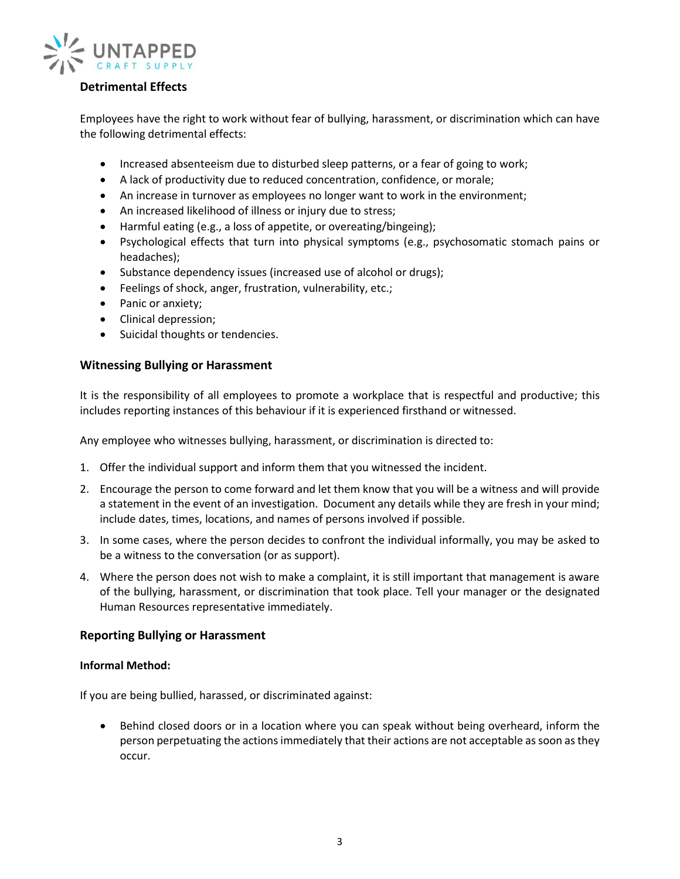### Detrimental Effects

Employees have the right to work without fear of bullying, harassment, or discrimination which can have the following detrimental effects:

- Increased absenteeism due to disturbed sleep patterns, or a fear of going to work;
- A lack of productivity due to reduced concentration, confidence, or morale;
- An increase in turnover as employees no longer want to work in the environment;
- An increased likelihood of illness or injury due to stress;
- Harmful eating (e.g., a loss of appetite, or overeating/bingeing);
- Psychological effects that turn into physical symptoms (e.g., psychosomatic stomach pains or headaches);
- Substance dependency issues (increased use of alcohol or drugs);
- Feelings of shock, anger, frustration, vulnerability, etc.;
- Panic or anxiety;
- Clinical depression;
- Suicidal thoughts or tendencies.

### Witnessing Bullying or Harassment

It is the responsibility of all employees to promote a workplace that is respectful and productive; this includes reporting instances of this behaviour if it is experienced firsthand or witnessed.

Any employee who witnesses bullying, harassment, or discrimination is directed to:

1. Offer the individual support and inform them that you witnessed the incident.
2. Encourage the person to come forward and let them know that you will be a witness and will provide a statement in the event of an investigation. Document any details while they are fresh in your mind; include dates, times, locations, and names of persons involved if possible.
3. In some cases, where the person decides to confront the individual informally, you may be asked to be a witness to the conversation (or as support).
4. Where the person does not wish to make a complaint, it is still important that management is aware of the bullying, harassment, or discrimination that took place. Tell your manager or the designated Human Resources representative immediately.

### Reporting Bullying or Harassment

**Informal Method:**

If you are being bullied, harassed, or discriminated against:

- Behind closed doors or in a location where you can speak without being overheard, inform the person perpetuating the actions immediately that their actions are not acceptable as soon as they occur.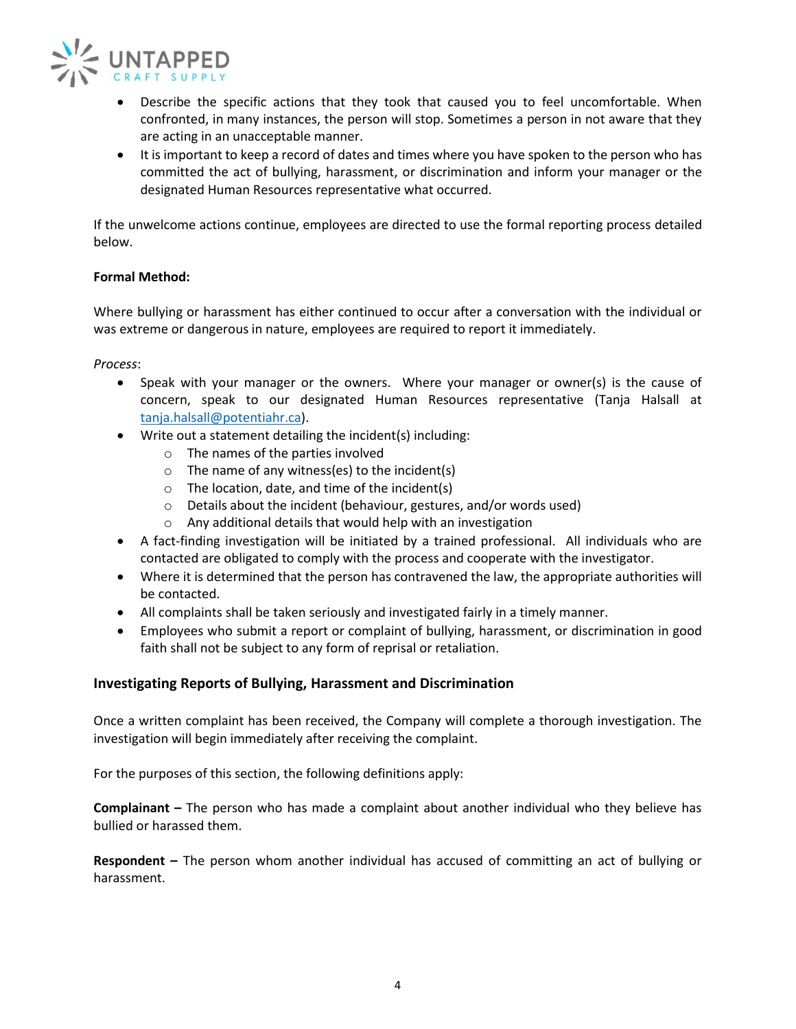- Describe the specific actions that they took that caused you to feel uncomfortable. When confronted, in many instances, the person will stop. Sometimes a person in not aware that they are acting in an unacceptable manner.
- It is important to keep a record of dates and times where you have spoken to the person who has committed the act of bullying, harassment, or discrimination and inform your manager or the designated Human Resources representative what occurred.

If the unwelcome actions continue, employees are directed to use the formal reporting process detailed below.

**Formal Method:**

Where bullying or harassment has either continued to occur after a conversation with the individual or was extreme or dangerous in nature, employees are required to report it immediately.

*Process*:

- Speak with your manager or the owners. Where your manager or owner(s) is the cause of concern, speak to our designated Human Resources representative (Tanja Halsall at tanja.halsall@potentiahr.ca).
- Write out a statement detailing the incident(s) including:
  - The names of the parties involved
  - The name of any witness(es) to the incident(s)
  - The location, date, and time of the incident(s)
  - Details about the incident (behaviour, gestures, and/or words used)
  - Any additional details that would help with an investigation
- A fact-finding investigation will be initiated by a trained professional. All individuals who are contacted are obligated to comply with the process and cooperate with the investigator.
- Where it is determined that the person has contravened the law, the appropriate authorities will be contacted.
- All complaints shall be taken seriously and investigated fairly in a timely manner.
- Employees who submit a report or complaint of bullying, harassment, or discrimination in good faith shall not be subject to any form of reprisal or retaliation.

## Investigating Reports of Bullying, Harassment and Discrimination

Once a written complaint has been received, the Company will complete a thorough investigation. The investigation will begin immediately after receiving the complaint.

For the purposes of this section, the following definitions apply:

**Complainant –** The person who has made a complaint about another individual who they believe has bullied or harassed them.

**Respondent –** The person whom another individual has accused of committing an act of bullying or harassment.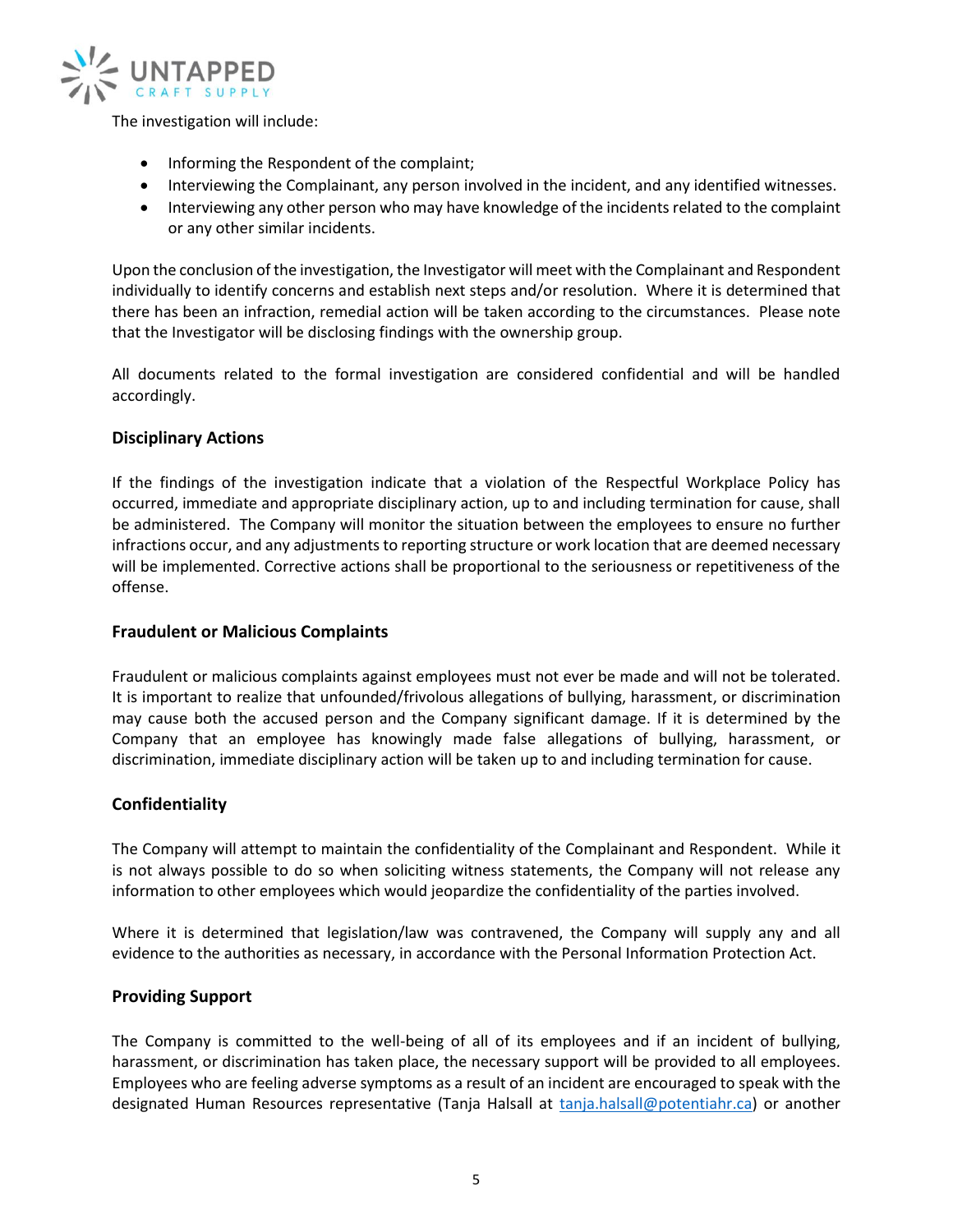The investigation will include:

- Informing the Respondent of the complaint;
- Interviewing the Complainant, any person involved in the incident, and any identified witnesses.
- Interviewing any other person who may have knowledge of the incidents related to the complaint or any other similar incidents.

Upon the conclusion of the investigation, the Investigator will meet with the Complainant and Respondent individually to identify concerns and establish next steps and/or resolution. Where it is determined that there has been an infraction, remedial action will be taken according to the circumstances. Please note that the Investigator will be disclosing findings with the ownership group.

All documents related to the formal investigation are considered confidential and will be handled accordingly.

### Disciplinary Actions

If the findings of the investigation indicate that a violation of the Respectful Workplace Policy has occurred, immediate and appropriate disciplinary action, up to and including termination for cause, shall be administered. The Company will monitor the situation between the employees to ensure no further infractions occur, and any adjustments to reporting structure or work location that are deemed necessary will be implemented. Corrective actions shall be proportional to the seriousness or repetitiveness of the offense.

### Fraudulent or Malicious Complaints

Fraudulent or malicious complaints against employees must not ever be made and will not be tolerated. It is important to realize that unfounded/frivolous allegations of bullying, harassment, or discrimination may cause both the accused person and the Company significant damage. If it is determined by the Company that an employee has knowingly made false allegations of bullying, harassment, or discrimination, immediate disciplinary action will be taken up to and including termination for cause.

### Confidentiality

The Company will attempt to maintain the confidentiality of the Complainant and Respondent. While it is not always possible to do so when soliciting witness statements, the Company will not release any information to other employees which would jeopardize the confidentiality of the parties involved.

Where it is determined that legislation/law was contravened, the Company will supply any and all evidence to the authorities as necessary, in accordance with the Personal Information Protection Act.

### Providing Support

The Company is committed to the well-being of all of its employees and if an incident of bullying, harassment, or discrimination has taken place, the necessary support will be provided to all employees. Employees who are feeling adverse symptoms as a result of an incident are encouraged to speak with the designated Human Resources representative (Tanja Halsall at tanja.halsall@potentiahr.ca) or another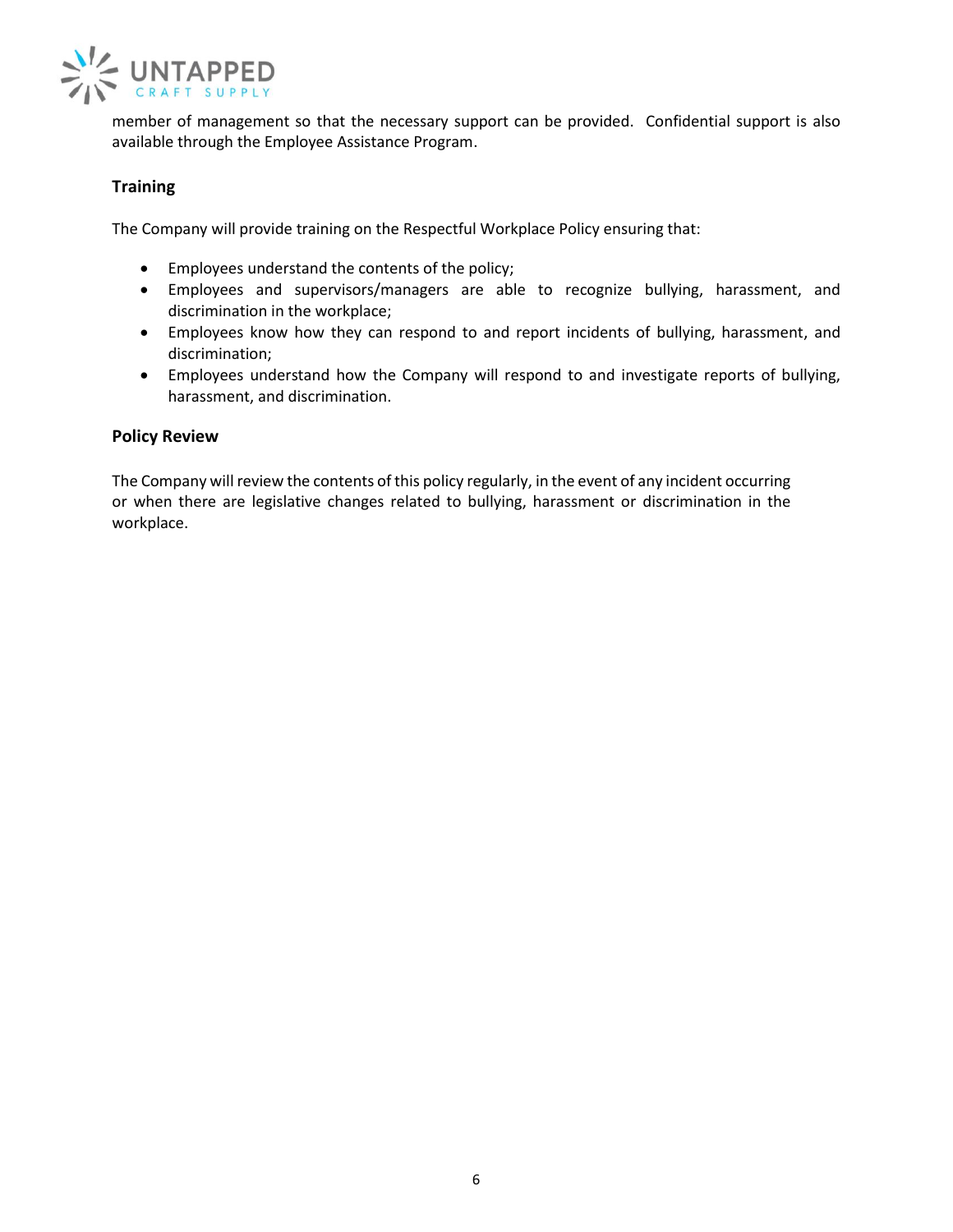member of management so that the necessary support can be provided. Confidential support is also available through the Employee Assistance Program.

### Training

The Company will provide training on the Respectful Workplace Policy ensuring that:

- Employees understand the contents of the policy;
- Employees and supervisors/managers are able to recognize bullying, harassment, and discrimination in the workplace;
- Employees know how they can respond to and report incidents of bullying, harassment, and discrimination;
- Employees understand how the Company will respond to and investigate reports of bullying, harassment, and discrimination.

### Policy Review

The Company will review the contents of this policy regularly, in the event of any incident occurring or when there are legislative changes related to bullying, harassment or discrimination in the workplace.